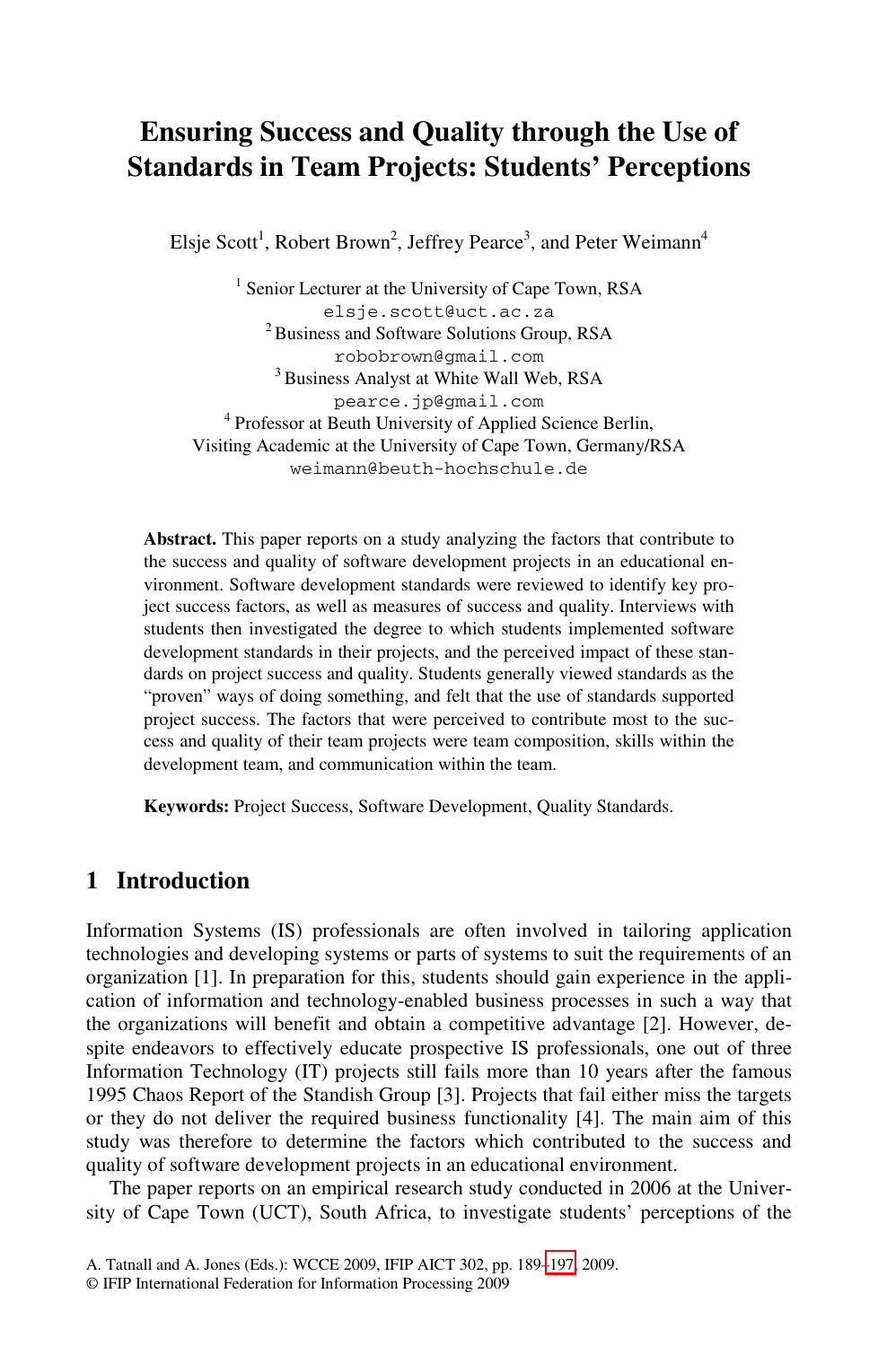# Ensuring Success and Quality through the Use of Standards in Team Projects: Students' Perceptions

Elsje Scott[1], Robert Brown[2], Jeffrey Pearce[3], and Peter Weimann[4]

[1] Senior Lecturer at the University of Cape Town, RSA
elsje.scott@uct.ac.za
[2] Business and Software Solutions Group, RSA
robobrown@gmail.com
[3] Business Analyst at White Wall Web, RSA
pearce.jp@gmail.com
[4] Professor at Beuth University of Applied Science Berlin, Visiting Academic at the University of Cape Town, Germany/RSA
weimann@beuth-hochschule.de

**Abstract.** This paper reports on a study analyzing the factors that contribute to the success and quality of software development projects in an educational environment. Software development standards were reviewed to identify key project success factors, as well as measures of success and quality. Interviews with students then investigated the degree to which students implemented software development standards in their projects, and the perceived impact of these standards on project success and quality. Students generally viewed standards as the "proven" ways of doing something, and felt that the use of standards supported project success. The factors that were perceived to contribute most to the success and quality of their team projects were team composition, skills within the development team, and communication within the team.

**Keywords:** Project Success, Software Development, Quality Standards.

## 1 Introduction

Information Systems (IS) professionals are often involved in tailoring application technologies and developing systems or parts of systems to suit the requirements of an organization [1]. In preparation for this, students should gain experience in the application of information and technology-enabled business processes in such a way that the organizations will benefit and obtain a competitive advantage [2]. However, despite endeavors to effectively educate prospective IS professionals, one out of three Information Technology (IT) projects still fails more than 10 years after the famous 1995 Chaos Report of the Standish Group [3]. Projects that fail either miss the targets or they do not deliver the required business functionality [4]. The main aim of this study was therefore to determine the factors which contributed to the success and quality of software development projects in an educational environment.

The paper reports on an empirical research study conducted in 2006 at the University of Cape Town (UCT), South Africa, to investigate students' perceptions of the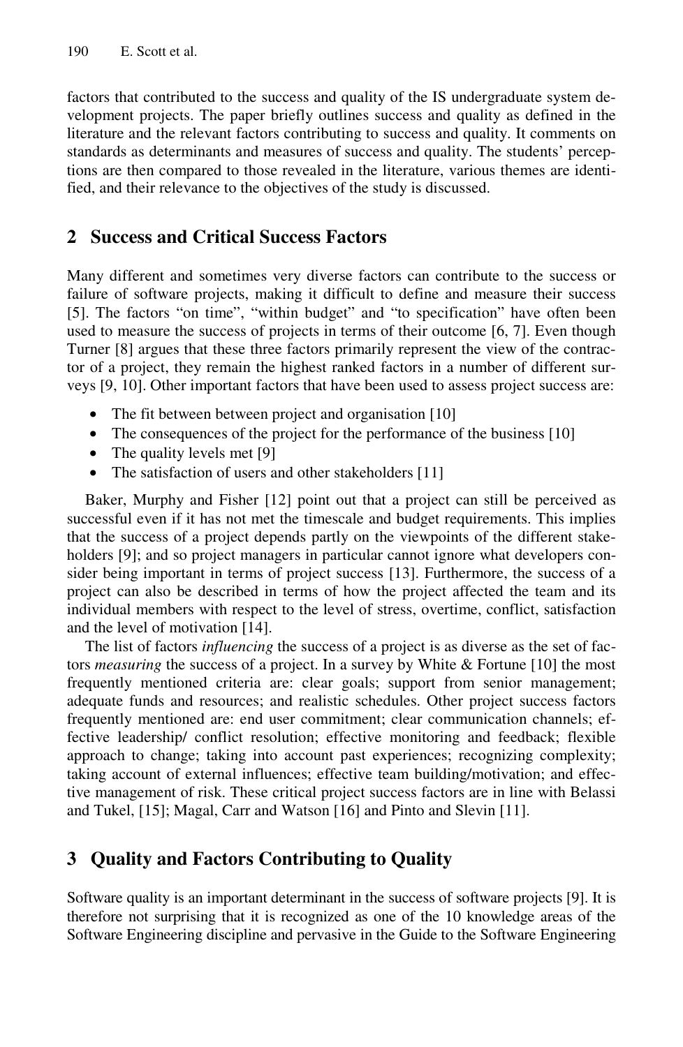factors that contributed to the success and quality of the IS undergraduate system development projects. The paper briefly outlines success and quality as defined in the literature and the relevant factors contributing to success and quality. It comments on standards as determinants and measures of success and quality. The students' perceptions are then compared to those revealed in the literature, various themes are identified, and their relevance to the objectives of the study is discussed.

## 2 Success and Critical Success Factors

Many different and sometimes very diverse factors can contribute to the success or failure of software projects, making it difficult to define and measure their success [5]. The factors "on time", "within budget" and "to specification" have often been used to measure the success of projects in terms of their outcome [6, 7]. Even though Turner [8] argues that these three factors primarily represent the view of the contractor of a project, they remain the highest ranked factors in a number of different surveys [9, 10]. Other important factors that have been used to assess project success are:

- The fit between between project and organisation [10]
- The consequences of the project for the performance of the business [10]
- The quality levels met [9]
- The satisfaction of users and other stakeholders [11]

Baker, Murphy and Fisher [12] point out that a project can still be perceived as successful even if it has not met the timescale and budget requirements. This implies that the success of a project depends partly on the viewpoints of the different stakeholders [9]; and so project managers in particular cannot ignore what developers consider being important in terms of project success [13]. Furthermore, the success of a project can also be described in terms of how the project affected the team and its individual members with respect to the level of stress, overtime, conflict, satisfaction and the level of motivation [14].

The list of factors *influencing* the success of a project is as diverse as the set of factors *measuring* the success of a project. In a survey by White & Fortune [10] the most frequently mentioned criteria are: clear goals; support from senior management; adequate funds and resources; and realistic schedules. Other project success factors frequently mentioned are: end user commitment; clear communication channels; effective leadership/ conflict resolution; effective monitoring and feedback; flexible approach to change; taking into account past experiences; recognizing complexity; taking account of external influences; effective team building/motivation; and effective management of risk. These critical project success factors are in line with Belassi and Tukel, [15]; Magal, Carr and Watson [16] and Pinto and Slevin [11].

## 3 Quality and Factors Contributing to Quality

Software quality is an important determinant in the success of software projects [9]. It is therefore not surprising that it is recognized as one of the 10 knowledge areas of the Software Engineering discipline and pervasive in the Guide to the Software Engineering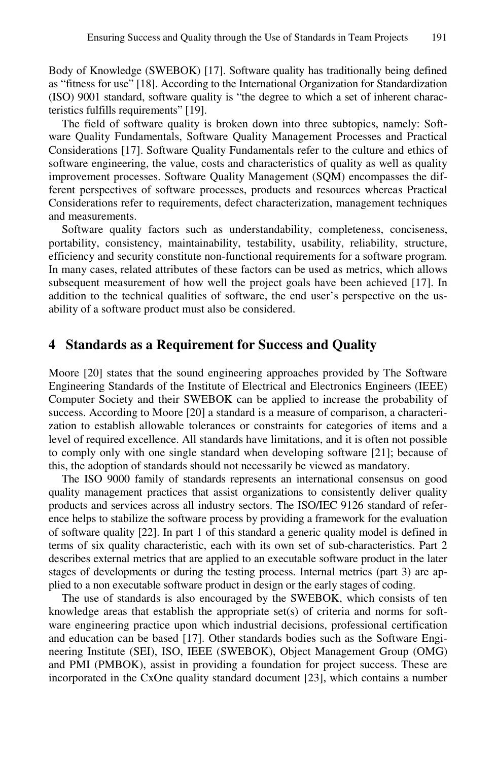Body of Knowledge (SWEBOK) [17]. Software quality has traditionally being defined as "fitness for use" [18]. According to the International Organization for Standardization (ISO) 9001 standard, software quality is "the degree to which a set of inherent characteristics fulfills requirements" [19].

The field of software quality is broken down into three subtopics, namely: Software Quality Fundamentals, Software Quality Management Processes and Practical Considerations [17]. Software Quality Fundamentals refer to the culture and ethics of software engineering, the value, costs and characteristics of quality as well as quality improvement processes. Software Quality Management (SQM) encompasses the different perspectives of software processes, products and resources whereas Practical Considerations refer to requirements, defect characterization, management techniques and measurements.

Software quality factors such as understandability, completeness, conciseness, portability, consistency, maintainability, testability, usability, reliability, structure, efficiency and security constitute non-functional requirements for a software program. In many cases, related attributes of these factors can be used as metrics, which allows subsequent measurement of how well the project goals have been achieved [17]. In addition to the technical qualities of software, the end user's perspective on the usability of a software product must also be considered.

## 4 Standards as a Requirement for Success and Quality

Moore [20] states that the sound engineering approaches provided by The Software Engineering Standards of the Institute of Electrical and Electronics Engineers (IEEE) Computer Society and their SWEBOK can be applied to increase the probability of success. According to Moore [20] a standard is a measure of comparison, a characterization to establish allowable tolerances or constraints for categories of items and a level of required excellence. All standards have limitations, and it is often not possible to comply only with one single standard when developing software [21]; because of this, the adoption of standards should not necessarily be viewed as mandatory.

The ISO 9000 family of standards represents an international consensus on good quality management practices that assist organizations to consistently deliver quality products and services across all industry sectors. The ISO/IEC 9126 standard of reference helps to stabilize the software process by providing a framework for the evaluation of software quality [22]. In part 1 of this standard a generic quality model is defined in terms of six quality characteristic, each with its own set of sub-characteristics. Part 2 describes external metrics that are applied to an executable software product in the later stages of developments or during the testing process. Internal metrics (part 3) are applied to a non executable software product in design or the early stages of coding.

The use of standards is also encouraged by the SWEBOK, which consists of ten knowledge areas that establish the appropriate set(s) of criteria and norms for software engineering practice upon which industrial decisions, professional certification and education can be based [17]. Other standards bodies such as the Software Engineering Institute (SEI), ISO, IEEE (SWEBOK), Object Management Group (OMG) and PMI (PMBOK), assist in providing a foundation for project success. These are incorporated in the CxOne quality standard document [23], which contains a number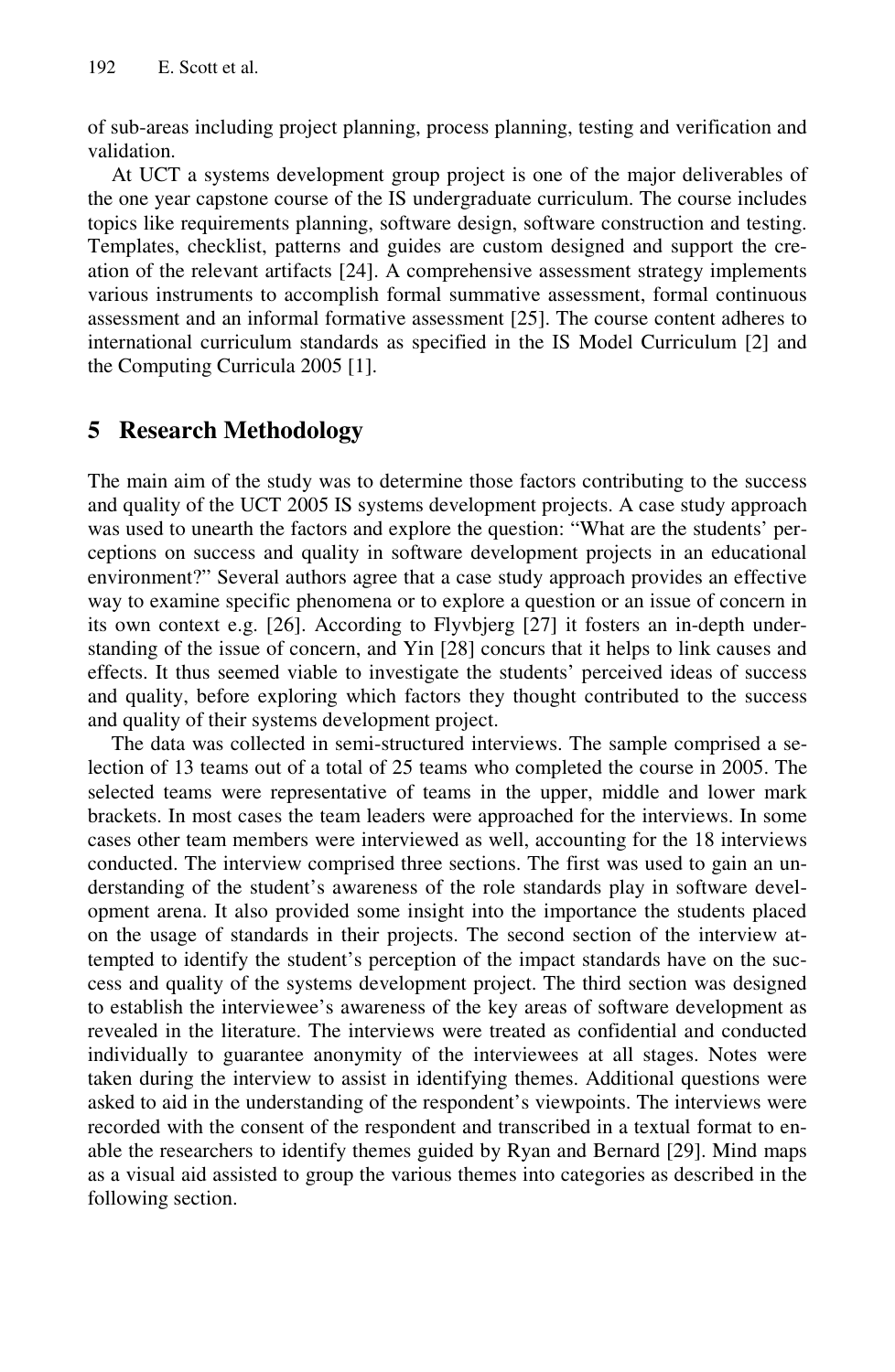of sub-areas including project planning, process planning, testing and verification and validation.

At UCT a systems development group project is one of the major deliverables of the one year capstone course of the IS undergraduate curriculum. The course includes topics like requirements planning, software design, software construction and testing. Templates, checklist, patterns and guides are custom designed and support the creation of the relevant artifacts [24]. A comprehensive assessment strategy implements various instruments to accomplish formal summative assessment, formal continuous assessment and an informal formative assessment [25]. The course content adheres to international curriculum standards as specified in the IS Model Curriculum [2] and the Computing Curricula 2005 [1].

## 5 Research Methodology

The main aim of the study was to determine those factors contributing to the success and quality of the UCT 2005 IS systems development projects. A case study approach was used to unearth the factors and explore the question: "What are the students' perceptions on success and quality in software development projects in an educational environment?" Several authors agree that a case study approach provides an effective way to examine specific phenomena or to explore a question or an issue of concern in its own context e.g. [26]. According to Flyvbjerg [27] it fosters an in-depth understanding of the issue of concern, and Yin [28] concurs that it helps to link causes and effects. It thus seemed viable to investigate the students' perceived ideas of success and quality, before exploring which factors they thought contributed to the success and quality of their systems development project.

The data was collected in semi-structured interviews. The sample comprised a selection of 13 teams out of a total of 25 teams who completed the course in 2005. The selected teams were representative of teams in the upper, middle and lower mark brackets. In most cases the team leaders were approached for the interviews. In some cases other team members were interviewed as well, accounting for the 18 interviews conducted. The interview comprised three sections. The first was used to gain an understanding of the student's awareness of the role standards play in software development arena. It also provided some insight into the importance the students placed on the usage of standards in their projects. The second section of the interview attempted to identify the student's perception of the impact standards have on the success and quality of the systems development project. The third section was designed to establish the interviewee's awareness of the key areas of software development as revealed in the literature. The interviews were treated as confidential and conducted individually to guarantee anonymity of the interviewees at all stages. Notes were taken during the interview to assist in identifying themes. Additional questions were asked to aid in the understanding of the respondent's viewpoints. The interviews were recorded with the consent of the respondent and transcribed in a textual format to enable the researchers to identify themes guided by Ryan and Bernard [29]. Mind maps as a visual aid assisted to group the various themes into categories as described in the following section.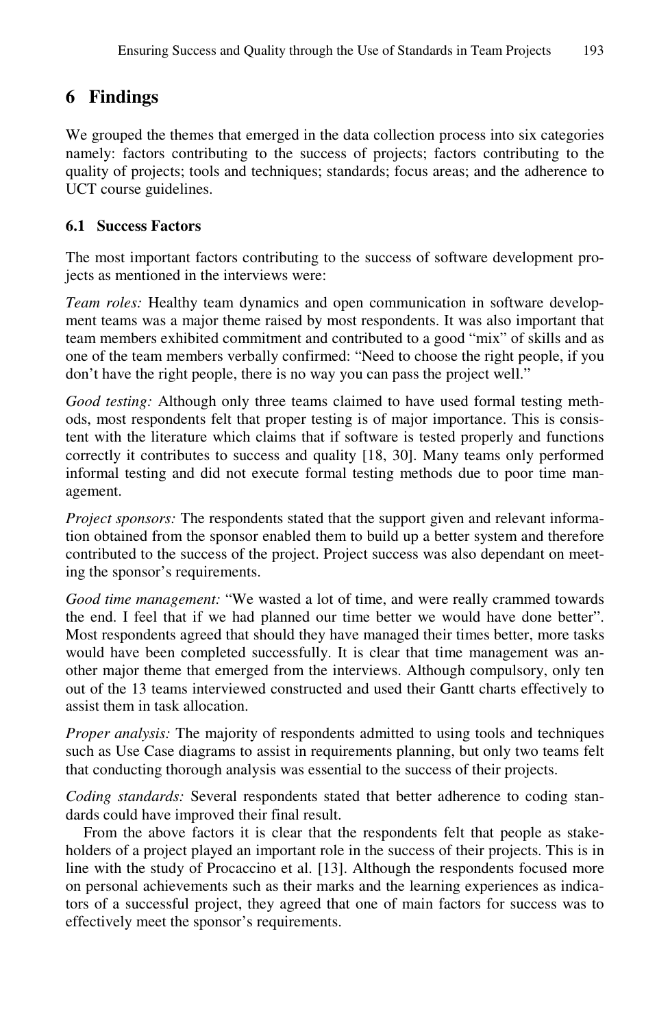## 6 Findings

We grouped the themes that emerged in the data collection process into six categories namely: factors contributing to the success of projects; factors contributing to the quality of projects; tools and techniques; standards; focus areas; and the adherence to UCT course guidelines.

### 6.1 Success Factors

The most important factors contributing to the success of software development projects as mentioned in the interviews were:

*Team roles:* Healthy team dynamics and open communication in software development teams was a major theme raised by most respondents. It was also important that team members exhibited commitment and contributed to a good "mix" of skills and as one of the team members verbally confirmed: "Need to choose the right people, if you don't have the right people, there is no way you can pass the project well."

*Good testing:* Although only three teams claimed to have used formal testing methods, most respondents felt that proper testing is of major importance. This is consistent with the literature which claims that if software is tested properly and functions correctly it contributes to success and quality [18, 30]. Many teams only performed informal testing and did not execute formal testing methods due to poor time management.

*Project sponsors:* The respondents stated that the support given and relevant information obtained from the sponsor enabled them to build up a better system and therefore contributed to the success of the project. Project success was also dependant on meeting the sponsor's requirements.

*Good time management:* "We wasted a lot of time, and were really crammed towards the end. I feel that if we had planned our time better we would have done better". Most respondents agreed that should they have managed their times better, more tasks would have been completed successfully. It is clear that time management was another major theme that emerged from the interviews. Although compulsory, only ten out of the 13 teams interviewed constructed and used their Gantt charts effectively to assist them in task allocation.

*Proper analysis:* The majority of respondents admitted to using tools and techniques such as Use Case diagrams to assist in requirements planning, but only two teams felt that conducting thorough analysis was essential to the success of their projects.

*Coding standards:* Several respondents stated that better adherence to coding standards could have improved their final result.

From the above factors it is clear that the respondents felt that people as stakeholders of a project played an important role in the success of their projects. This is in line with the study of Procaccino et al. [13]. Although the respondents focused more on personal achievements such as their marks and the learning experiences as indicators of a successful project, they agreed that one of main factors for success was to effectively meet the sponsor's requirements.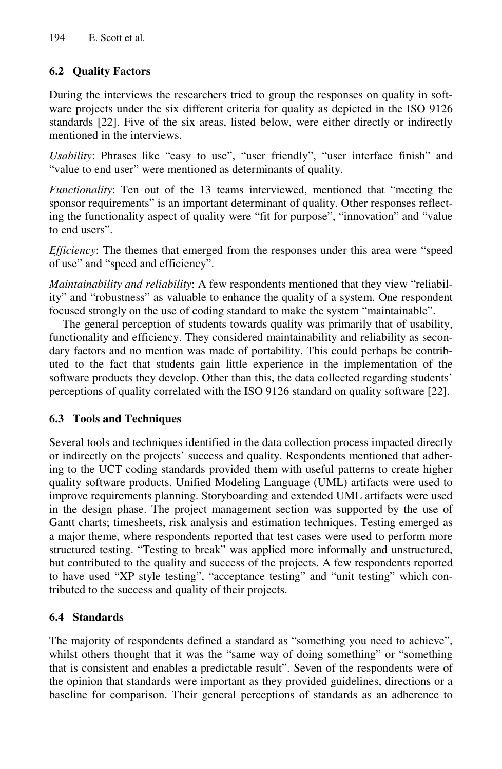### 6.2 Quality Factors

During the interviews the researchers tried to group the responses on quality in software projects under the six different criteria for quality as depicted in the ISO 9126 standards [22]. Five of the six areas, listed below, were either directly or indirectly mentioned in the interviews.

*Usability*: Phrases like "easy to use", "user friendly", "user interface finish" and "value to end user" were mentioned as determinants of quality.

*Functionality*: Ten out of the 13 teams interviewed, mentioned that "meeting the sponsor requirements" is an important determinant of quality. Other responses reflecting the functionality aspect of quality were "fit for purpose", "innovation" and "value to end users".

*Efficiency*: The themes that emerged from the responses under this area were "speed of use" and "speed and efficiency".

*Maintainability and reliability*: A few respondents mentioned that they view "reliability" and "robustness" as valuable to enhance the quality of a system. One respondent focused strongly on the use of coding standard to make the system "maintainable".

The general perception of students towards quality was primarily that of usability, functionality and efficiency. They considered maintainability and reliability as secondary factors and no mention was made of portability. This could perhaps be contributed to the fact that students gain little experience in the implementation of the software products they develop. Other than this, the data collected regarding students' perceptions of quality correlated with the ISO 9126 standard on quality software [22].

### 6.3 Tools and Techniques

Several tools and techniques identified in the data collection process impacted directly or indirectly on the projects' success and quality. Respondents mentioned that adhering to the UCT coding standards provided them with useful patterns to create higher quality software products. Unified Modeling Language (UML) artifacts were used to improve requirements planning. Storyboarding and extended UML artifacts were used in the design phase. The project management section was supported by the use of Gantt charts; timesheets, risk analysis and estimation techniques. Testing emerged as a major theme, where respondents reported that test cases were used to perform more structured testing. "Testing to break" was applied more informally and unstructured, but contributed to the quality and success of the projects. A few respondents reported to have used "XP style testing", "acceptance testing" and "unit testing" which contributed to the success and quality of their projects.

### 6.4 Standards

The majority of respondents defined a standard as "something you need to achieve", whilst others thought that it was the "same way of doing something" or "something that is consistent and enables a predictable result". Seven of the respondents were of the opinion that standards were important as they provided guidelines, directions or a baseline for comparison. Their general perceptions of standards as an adherence to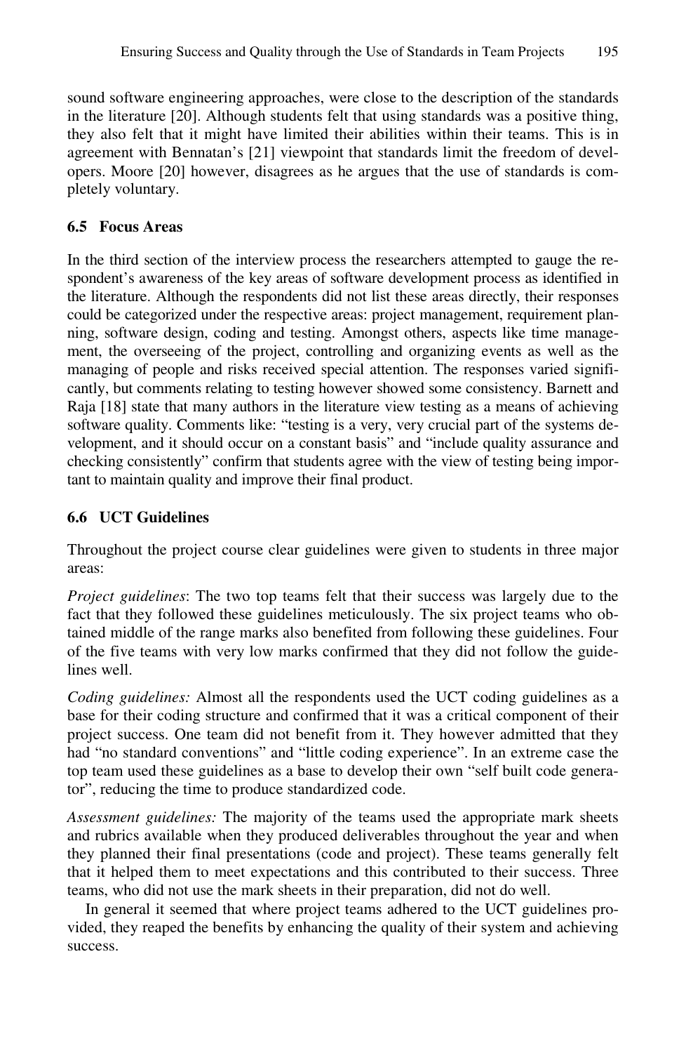sound software engineering approaches, were close to the description of the standards in the literature [20]. Although students felt that using standards was a positive thing, they also felt that it might have limited their abilities within their teams. This is in agreement with Bennatan's [21] viewpoint that standards limit the freedom of developers. Moore [20] however, disagrees as he argues that the use of standards is completely voluntary.

### 6.5 Focus Areas

In the third section of the interview process the researchers attempted to gauge the respondent's awareness of the key areas of software development process as identified in the literature. Although the respondents did not list these areas directly, their responses could be categorized under the respective areas: project management, requirement planning, software design, coding and testing. Amongst others, aspects like time management, the overseeing of the project, controlling and organizing events as well as the managing of people and risks received special attention. The responses varied significantly, but comments relating to testing however showed some consistency. Barnett and Raja [18] state that many authors in the literature view testing as a means of achieving software quality. Comments like: "testing is a very, very crucial part of the systems development, and it should occur on a constant basis" and "include quality assurance and checking consistently" confirm that students agree with the view of testing being important to maintain quality and improve their final product.

### 6.6 UCT Guidelines

Throughout the project course clear guidelines were given to students in three major areas:

*Project guidelines*: The two top teams felt that their success was largely due to the fact that they followed these guidelines meticulously. The six project teams who obtained middle of the range marks also benefited from following these guidelines. Four of the five teams with very low marks confirmed that they did not follow the guidelines well.

*Coding guidelines:* Almost all the respondents used the UCT coding guidelines as a base for their coding structure and confirmed that it was a critical component of their project success. One team did not benefit from it. They however admitted that they had "no standard conventions" and "little coding experience". In an extreme case the top team used these guidelines as a base to develop their own "self built code generator", reducing the time to produce standardized code.

*Assessment guidelines:* The majority of the teams used the appropriate mark sheets and rubrics available when they produced deliverables throughout the year and when they planned their final presentations (code and project). These teams generally felt that it helped them to meet expectations and this contributed to their success. Three teams, who did not use the mark sheets in their preparation, did not do well.

In general it seemed that where project teams adhered to the UCT guidelines provided, they reaped the benefits by enhancing the quality of their system and achieving success.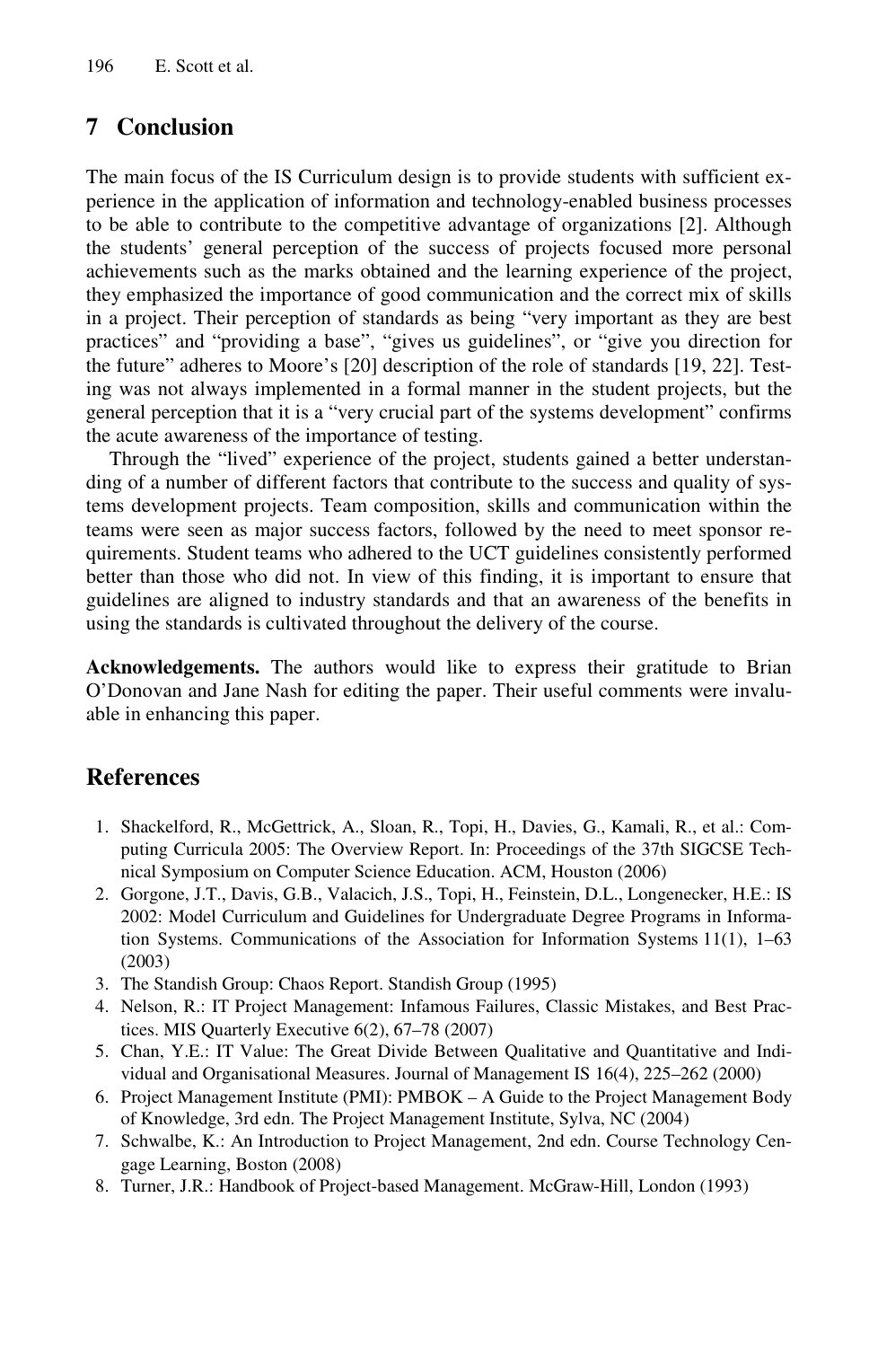## 7 Conclusion

The main focus of the IS Curriculum design is to provide students with sufficient experience in the application of information and technology-enabled business processes to be able to contribute to the competitive advantage of organizations [2]. Although the students' general perception of the success of projects focused more personal achievements such as the marks obtained and the learning experience of the project, they emphasized the importance of good communication and the correct mix of skills in a project. Their perception of standards as being "very important as they are best practices" and "providing a base", "gives us guidelines", or "give you direction for the future" adheres to Moore's [20] description of the role of standards [19, 22]. Testing was not always implemented in a formal manner in the student projects, but the general perception that it is a "very crucial part of the systems development" confirms the acute awareness of the importance of testing.

Through the "lived" experience of the project, students gained a better understanding of a number of different factors that contribute to the success and quality of systems development projects. Team composition, skills and communication within the teams were seen as major success factors, followed by the need to meet sponsor requirements. Student teams who adhered to the UCT guidelines consistently performed better than those who did not. In view of this finding, it is important to ensure that guidelines are aligned to industry standards and that an awareness of the benefits in using the standards is cultivated throughout the delivery of the course.

**Acknowledgements.** The authors would like to express their gratitude to Brian O'Donovan and Jane Nash for editing the paper. Their useful comments were invaluable in enhancing this paper.

## References

1. Shackelford, R., McGettrick, A., Sloan, R., Topi, H., Davies, G., Kamali, R., et al.: Computing Curricula 2005: The Overview Report. In: Proceedings of the 37th SIGCSE Technical Symposium on Computer Science Education. ACM, Houston (2006)
2. Gorgone, J.T., Davis, G.B., Valacich, J.S., Topi, H., Feinstein, D.L., Longenecker, H.E.: IS 2002: Model Curriculum and Guidelines for Undergraduate Degree Programs in Information Systems. Communications of the Association for Information Systems 11(1), 1–63 (2003)
3. The Standish Group: Chaos Report. Standish Group (1995)
4. Nelson, R.: IT Project Management: Infamous Failures, Classic Mistakes, and Best Practices. MIS Quarterly Executive 6(2), 67–78 (2007)
5. Chan, Y.E.: IT Value: The Great Divide Between Qualitative and Quantitative and Individual and Organisational Measures. Journal of Management IS 16(4), 225–262 (2000)
6. Project Management Institute (PMI): PMBOK – A Guide to the Project Management Body of Knowledge, 3rd edn. The Project Management Institute, Sylva, NC (2004)
7. Schwalbe, K.: An Introduction to Project Management, 2nd edn. Course Technology Cengage Learning, Boston (2008)
8. Turner, J.R.: Handbook of Project-based Management. McGraw-Hill, London (1993)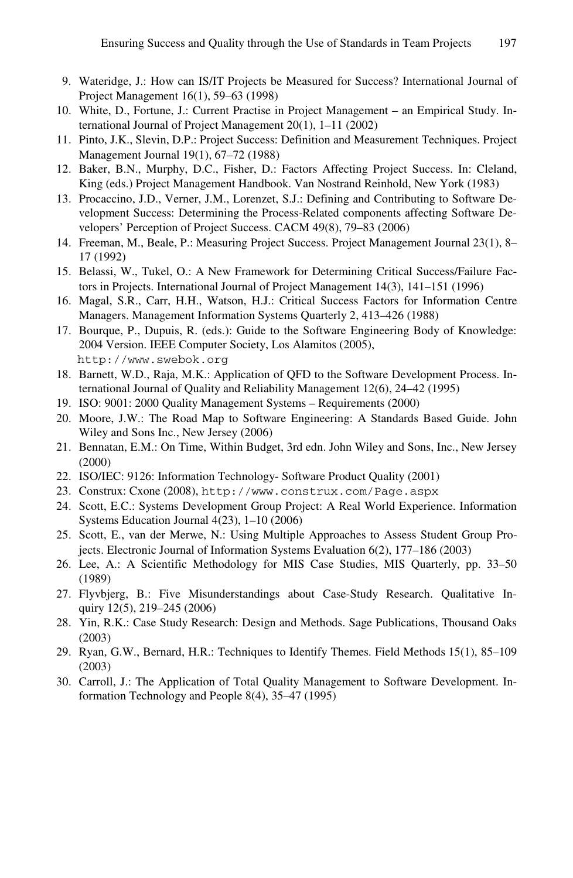9. Wateridge, J.: How can IS/IT Projects be Measured for Success? International Journal of Project Management 16(1), 59–63 (1998)
10. White, D., Fortune, J.: Current Practise in Project Management – an Empirical Study. International Journal of Project Management 20(1), 1–11 (2002)
11. Pinto, J.K., Slevin, D.P.: Project Success: Definition and Measurement Techniques. Project Management Journal 19(1), 67–72 (1988)
12. Baker, B.N., Murphy, D.C., Fisher, D.: Factors Affecting Project Success. In: Cleland, King (eds.) Project Management Handbook. Van Nostrand Reinhold, New York (1983)
13. Procaccino, J.D., Verner, J.M., Lorenzet, S.J.: Defining and Contributing to Software Development Success: Determining the Process-Related components affecting Software Developers' Perception of Project Success. CACM 49(8), 79–83 (2006)
14. Freeman, M., Beale, P.: Measuring Project Success. Project Management Journal 23(1), 8–17 (1992)
15. Belassi, W., Tukel, O.: A New Framework for Determining Critical Success/Failure Factors in Projects. International Journal of Project Management 14(3), 141–151 (1996)
16. Magal, S.R., Carr, H.H., Watson, H.J.: Critical Success Factors for Information Centre Managers. Management Information Systems Quarterly 2, 413–426 (1988)
17. Bourque, P., Dupuis, R. (eds.): Guide to the Software Engineering Body of Knowledge: 2004 Version. IEEE Computer Society, Los Alamitos (2005), `http://www.swebok.org`
18. Barnett, W.D., Raja, M.K.: Application of QFD to the Software Development Process. International Journal of Quality and Reliability Management 12(6), 24–42 (1995)
19. ISO: 9001: 2000 Quality Management Systems – Requirements (2000)
20. Moore, J.W.: The Road Map to Software Engineering: A Standards Based Guide. John Wiley and Sons Inc., New Jersey (2006)
21. Bennatan, E.M.: On Time, Within Budget, 3rd edn. John Wiley and Sons, Inc., New Jersey (2000)
22. ISO/IEC: 9126: Information Technology- Software Product Quality (2001)
23. Construx: Cxone (2008), `http://www.construx.com/Page.aspx`
24. Scott, E.C.: Systems Development Group Project: A Real World Experience. Information Systems Education Journal 4(23), 1–10 (2006)
25. Scott, E., van der Merwe, N.: Using Multiple Approaches to Assess Student Group Projects. Electronic Journal of Information Systems Evaluation 6(2), 177–186 (2003)
26. Lee, A.: A Scientific Methodology for MIS Case Studies, MIS Quarterly, pp. 33–50 (1989)
27. Flyvbjerg, B.: Five Misunderstandings about Case-Study Research. Qualitative Inquiry 12(5), 219–245 (2006)
28. Yin, R.K.: Case Study Research: Design and Methods. Sage Publications, Thousand Oaks (2003)
29. Ryan, G.W., Bernard, H.R.: Techniques to Identify Themes. Field Methods 15(1), 85–109 (2003)
30. Carroll, J.: The Application of Total Quality Management to Software Development. Information Technology and People 8(4), 35–47 (1995)